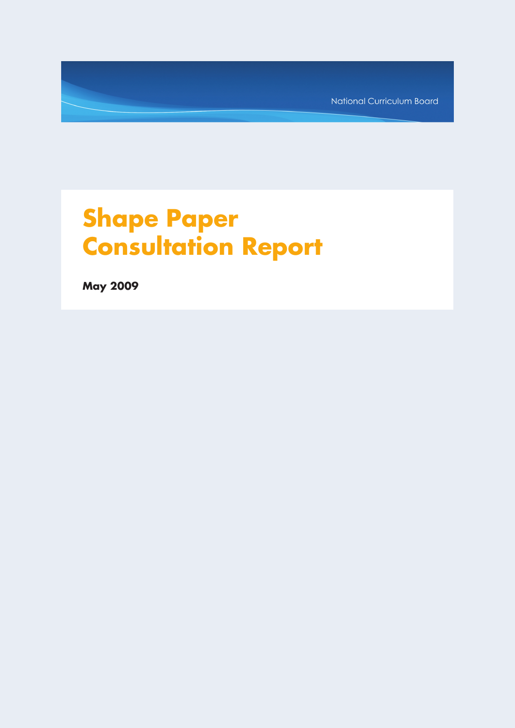National Curriculum Board

# Shape Paper Consultation Report

**May 2009**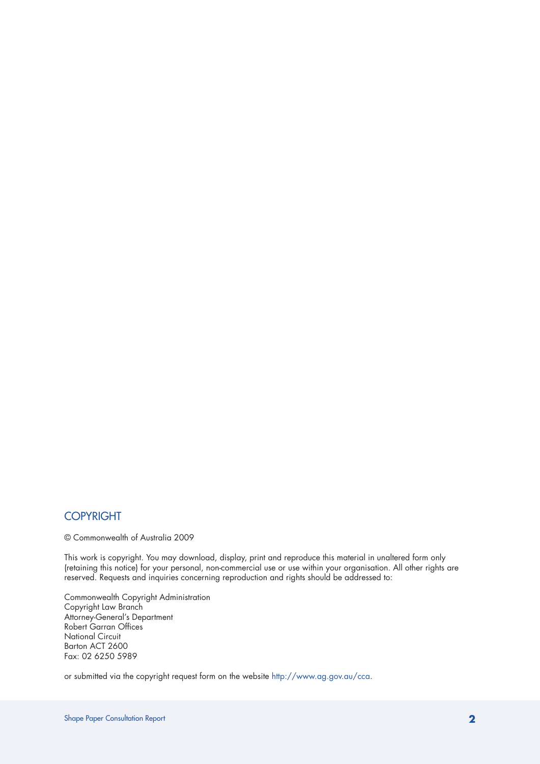## COPYRIGHT

© Commonwealth of Australia 2009

This work is copyright. You may download, display, print and reproduce this material in unaltered form only (retaining this notice) for your personal, non-commercial use or use within your organisation. All other rights are reserved. Requests and inquiries concerning reproduction and rights should be addressed to:

Commonwealth Copyright Administration
Copyright Law Branch
Attorney-General's Department
Robert Garran Offices
National Circuit
Barton ACT 2600
Fax: 02 6250 5989

or submitted via the copyright request form on the website http://www.ag.gov.au/cca.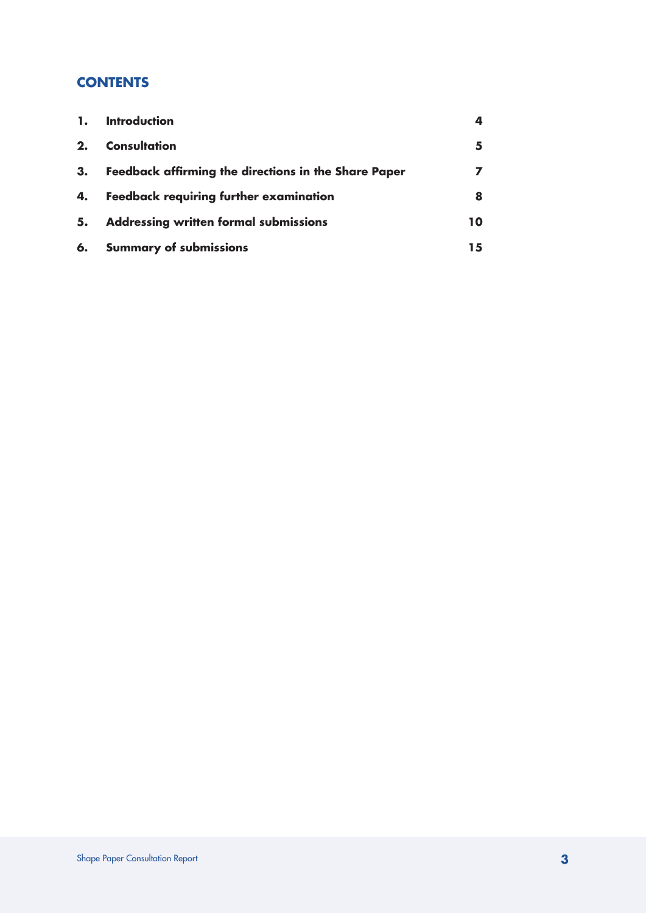## CONTENTS

| | | |
|---|---|---|
| **1.** | **Introduction** | **4** |
| **2.** | **Consultation** | **5** |
| **3.** | **Feedback affirming the directions in the Share Paper** | **7** |
| **4.** | **Feedback requiring further examination** | **8** |
| **5.** | **Addressing written formal submissions** | **10** |
| **6.** | **Summary of submissions** | **15** |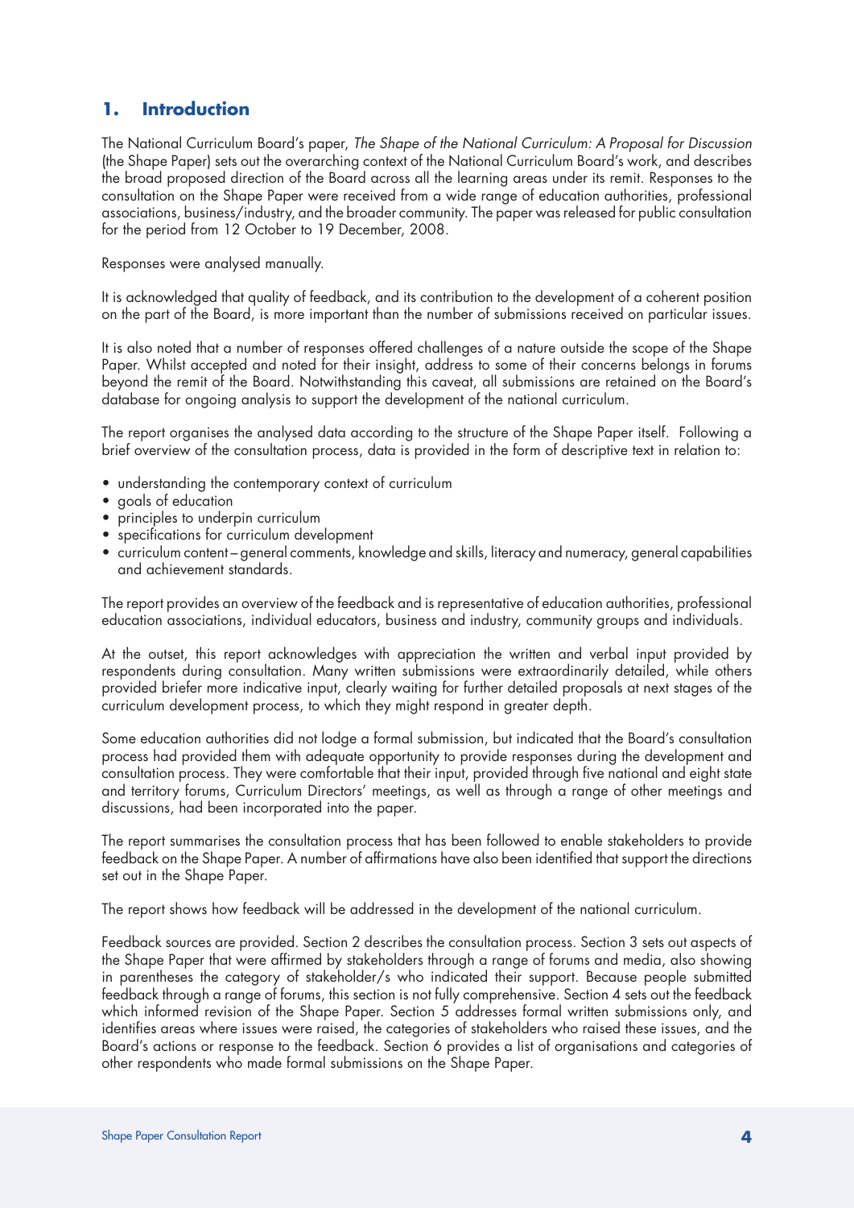# 1. Introduction

The National Curriculum Board's paper, *The Shape of the National Curriculum: A Proposal for Discussion* (the Shape Paper) sets out the overarching context of the National Curriculum Board's work, and describes the broad proposed direction of the Board across all the learning areas under its remit. Responses to the consultation on the Shape Paper were received from a wide range of education authorities, professional associations, business/industry, and the broader community. The paper was released for public consultation for the period from 12 October to 19 December, 2008.

Responses were analysed manually.

It is acknowledged that quality of feedback, and its contribution to the development of a coherent position on the part of the Board, is more important than the number of submissions received on particular issues.

It is also noted that a number of responses offered challenges of a nature outside the scope of the Shape Paper. Whilst accepted and noted for their insight, address to some of their concerns belongs in forums beyond the remit of the Board. Notwithstanding this caveat, all submissions are retained on the Board's database for ongoing analysis to support the development of the national curriculum.

The report organises the analysed data according to the structure of the Shape Paper itself. Following a brief overview of the consultation process, data is provided in the form of descriptive text in relation to:

- understanding the contemporary context of curriculum
- goals of education
- principles to underpin curriculum
- specifications for curriculum development
- curriculum content – general comments, knowledge and skills, literacy and numeracy, general capabilities and achievement standards.

The report provides an overview of the feedback and is representative of education authorities, professional education associations, individual educators, business and industry, community groups and individuals.

At the outset, this report acknowledges with appreciation the written and verbal input provided by respondents during consultation. Many written submissions were extraordinarily detailed, while others provided briefer more indicative input, clearly waiting for further detailed proposals at next stages of the curriculum development process, to which they might respond in greater depth.

Some education authorities did not lodge a formal submission, but indicated that the Board's consultation process had provided them with adequate opportunity to provide responses during the development and consultation process. They were comfortable that their input, provided through five national and eight state and territory forums, Curriculum Directors' meetings, as well as through a range of other meetings and discussions, had been incorporated into the paper.

The report summarises the consultation process that has been followed to enable stakeholders to provide feedback on the Shape Paper. A number of affirmations have also been identified that support the directions set out in the Shape Paper.

The report shows how feedback will be addressed in the development of the national curriculum.

Feedback sources are provided. Section 2 describes the consultation process. Section 3 sets out aspects of the Shape Paper that were affirmed by stakeholders through a range of forums and media, also showing in parentheses the category of stakeholder/s who indicated their support. Because people submitted feedback through a range of forums, this section is not fully comprehensive. Section 4 sets out the feedback which informed revision of the Shape Paper. Section 5 addresses formal written submissions only, and identifies areas where issues were raised, the categories of stakeholders who raised these issues, and the Board's actions or response to the feedback. Section 6 provides a list of organisations and categories of other respondents who made formal submissions on the Shape Paper.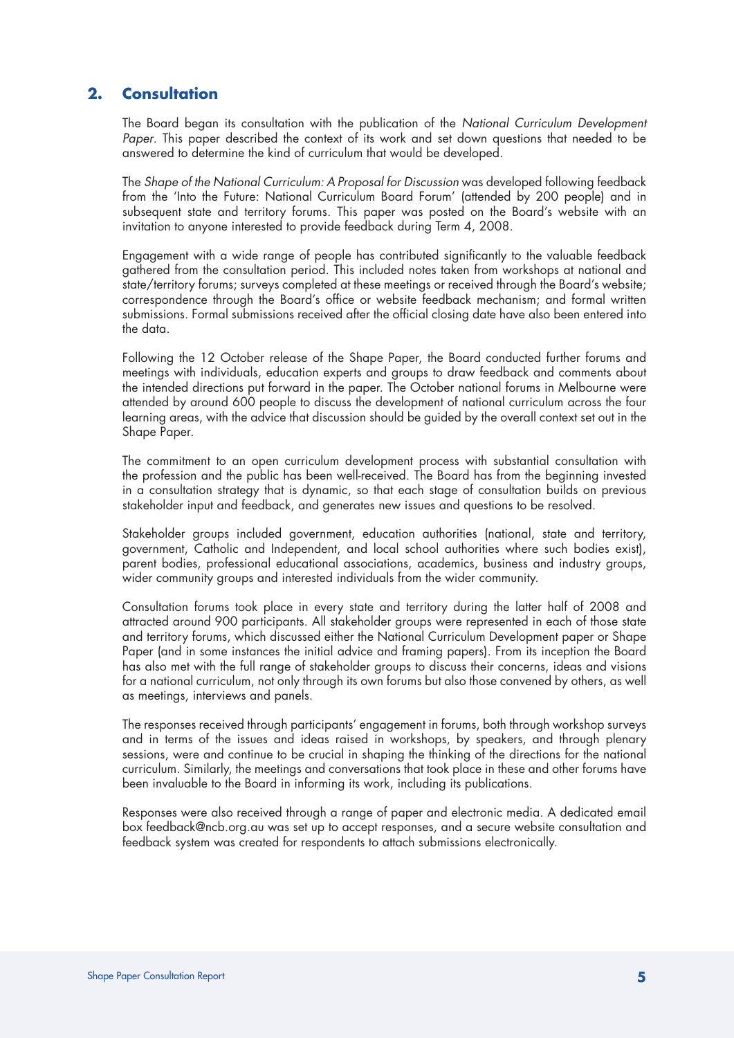## 2. Consultation

The Board began its consultation with the publication of the *National Curriculum Development Paper*. This paper described the context of its work and set down questions that needed to be answered to determine the kind of curriculum that would be developed.

The *Shape of the National Curriculum: A Proposal for Discussion* was developed following feedback from the 'Into the Future: National Curriculum Board Forum' (attended by 200 people) and in subsequent state and territory forums. This paper was posted on the Board's website with an invitation to anyone interested to provide feedback during Term 4, 2008.

Engagement with a wide range of people has contributed significantly to the valuable feedback gathered from the consultation period. This included notes taken from workshops at national and state/territory forums; surveys completed at these meetings or received through the Board's website; correspondence through the Board's office or website feedback mechanism; and formal written submissions. Formal submissions received after the official closing date have also been entered into the data.

Following the 12 October release of the Shape Paper, the Board conducted further forums and meetings with individuals, education experts and groups to draw feedback and comments about the intended directions put forward in the paper. The October national forums in Melbourne were attended by around 600 people to discuss the development of national curriculum across the four learning areas, with the advice that discussion should be guided by the overall context set out in the Shape Paper.

The commitment to an open curriculum development process with substantial consultation with the profession and the public has been well-received. The Board has from the beginning invested in a consultation strategy that is dynamic, so that each stage of consultation builds on previous stakeholder input and feedback, and generates new issues and questions to be resolved.

Stakeholder groups included government, education authorities (national, state and territory, government, Catholic and Independent, and local school authorities where such bodies exist), parent bodies, professional educational associations, academics, business and industry groups, wider community groups and interested individuals from the wider community.

Consultation forums took place in every state and territory during the latter half of 2008 and attracted around 900 participants. All stakeholder groups were represented in each of those state and territory forums, which discussed either the National Curriculum Development paper or Shape Paper (and in some instances the initial advice and framing papers). From its inception the Board has also met with the full range of stakeholder groups to discuss their concerns, ideas and visions for a national curriculum, not only through its own forums but also those convened by others, as well as meetings, interviews and panels.

The responses received through participants' engagement in forums, both through workshop surveys and in terms of the issues and ideas raised in workshops, by speakers, and through plenary sessions, were and continue to be crucial in shaping the thinking of the directions for the national curriculum. Similarly, the meetings and conversations that took place in these and other forums have been invaluable to the Board in informing its work, including its publications.

Responses were also received through a range of paper and electronic media. A dedicated email box feedback@ncb.org.au was set up to accept responses, and a secure website consultation and feedback system was created for respondents to attach submissions electronically.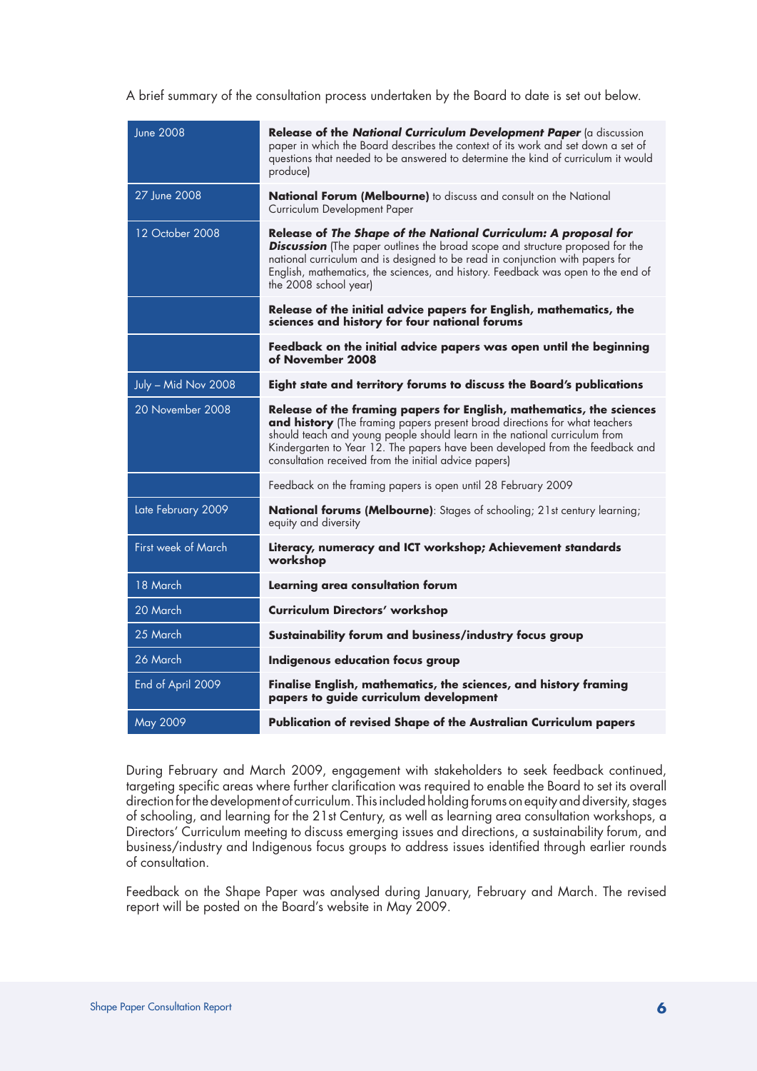A brief summary of the consultation process undertaken by the Board to date is set out below.

| | |
|---|---|
| June 2008 | **Release of the *National Curriculum Development Paper*** (a discussion paper in which the Board describes the context of its work and set down a set of questions that needed to be answered to determine the kind of curriculum it would produce) |
| 27 June 2008 | **National Forum (Melbourne)** to discuss and consult on the National Curriculum Development Paper |
| 12 October 2008 | **Release of *The Shape of the National Curriculum: A proposal for Discussion*** (The paper outlines the broad scope and structure proposed for the national curriculum and is designed to be read in conjunction with papers for English, mathematics, the sciences, and history. Feedback was open to the end of the 2008 school year) |
| | **Release of the initial advice papers for English, mathematics, the sciences and history for four national forums** |
| | **Feedback on the initial advice papers was open until the beginning of November 2008** |
| July – Mid Nov 2008 | **Eight state and territory forums to discuss the Board's publications** |
| 20 November 2008 | **Release of the framing papers for English, mathematics, the sciences and history** (The framing papers present broad directions for what teachers should teach and young people should learn in the national curriculum from Kindergarten to Year 12. The papers have been developed from the feedback and consultation received from the initial advice papers) |
| | Feedback on the framing papers is open until 28 February 2009 |
| Late February 2009 | **National forums (Melbourne)**: Stages of schooling; 21st century learning; equity and diversity |
| First week of March | **Literacy, numeracy and ICT workshop; Achievement standards workshop** |
| 18 March | **Learning area consultation forum** |
| 20 March | **Curriculum Directors' workshop** |
| 25 March | **Sustainability forum and business/industry focus group** |
| 26 March | **Indigenous education focus group** |
| End of April 2009 | **Finalise English, mathematics, the sciences, and history framing papers to guide curriculum development** |
| May 2009 | **Publication of revised Shape of the Australian Curriculum papers** |

During February and March 2009, engagement with stakeholders to seek feedback continued, targeting specific areas where further clarification was required to enable the Board to set its overall direction for the development of curriculum. This included holding forums on equity and diversity, stages of schooling, and learning for the 21st Century, as well as learning area consultation workshops, a Directors' Curriculum meeting to discuss emerging issues and directions, a sustainability forum, and business/industry and Indigenous focus groups to address issues identified through earlier rounds of consultation.

Feedback on the Shape Paper was analysed during January, February and March. The revised report will be posted on the Board's website in May 2009.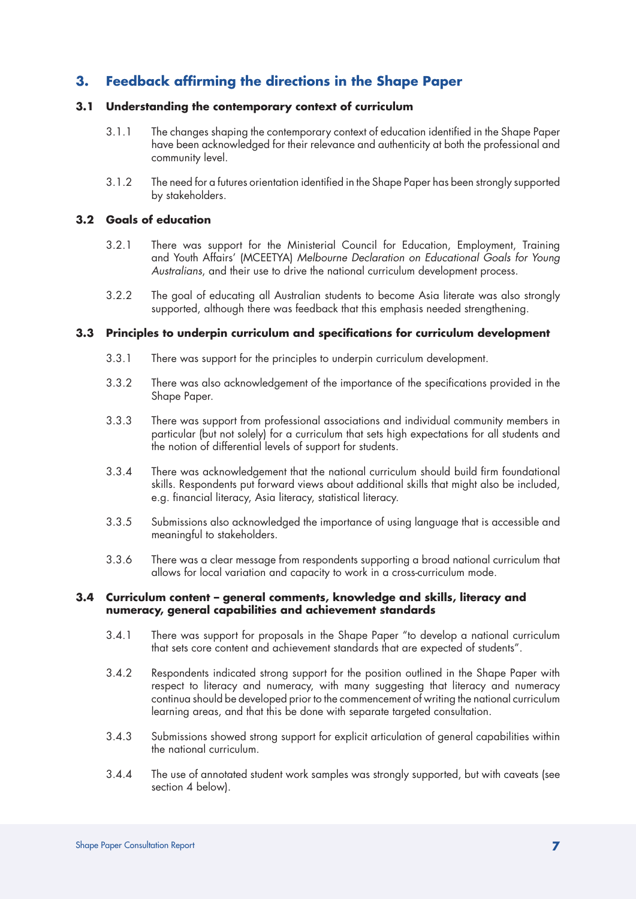## 3. Feedback affirming the directions in the Shape Paper

### 3.1 Understanding the contemporary context of curriculum

3.1.1 The changes shaping the contemporary context of education identified in the Shape Paper have been acknowledged for their relevance and authenticity at both the professional and community level.

3.1.2 The need for a futures orientation identified in the Shape Paper has been strongly supported by stakeholders.

### 3.2 Goals of education

3.2.1 There was support for the Ministerial Council for Education, Employment, Training and Youth Affairs' (MCEETYA) *Melbourne Declaration on Educational Goals for Young Australians*, and their use to drive the national curriculum development process.

3.2.2 The goal of educating all Australian students to become Asia literate was also strongly supported, although there was feedback that this emphasis needed strengthening.

### 3.3 Principles to underpin curriculum and specifications for curriculum development

3.3.1 There was support for the principles to underpin curriculum development.

3.3.2 There was also acknowledgement of the importance of the specifications provided in the Shape Paper.

3.3.3 There was support from professional associations and individual community members in particular (but not solely) for a curriculum that sets high expectations for all students and the notion of differential levels of support for students.

3.3.4 There was acknowledgement that the national curriculum should build firm foundational skills. Respondents put forward views about additional skills that might also be included, e.g. financial literacy, Asia literacy, statistical literacy.

3.3.5 Submissions also acknowledged the importance of using language that is accessible and meaningful to stakeholders.

3.3.6 There was a clear message from respondents supporting a broad national curriculum that allows for local variation and capacity to work in a cross-curriculum mode.

### 3.4 Curriculum content – general comments, knowledge and skills, literacy and numeracy, general capabilities and achievement standards

3.4.1 There was support for proposals in the Shape Paper "to develop a national curriculum that sets core content and achievement standards that are expected of students".

3.4.2 Respondents indicated strong support for the position outlined in the Shape Paper with respect to literacy and numeracy, with many suggesting that literacy and numeracy continua should be developed prior to the commencement of writing the national curriculum learning areas, and that this be done with separate targeted consultation.

3.4.3 Submissions showed strong support for explicit articulation of general capabilities within the national curriculum.

3.4.4 The use of annotated student work samples was strongly supported, but with caveats (see section 4 below).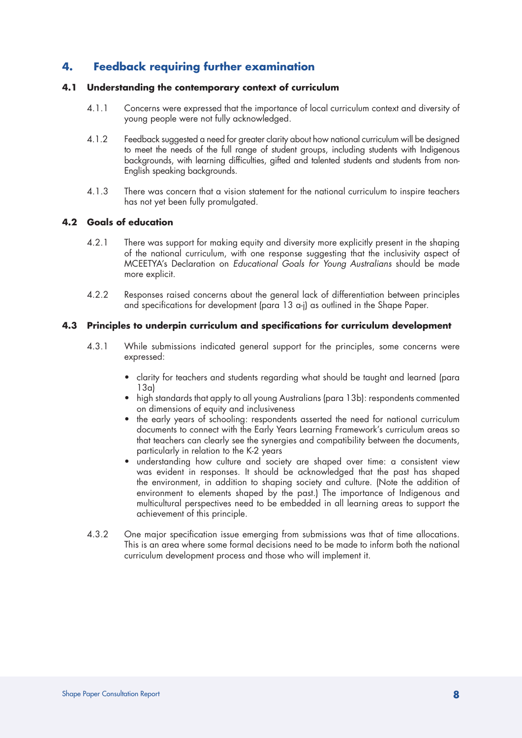# 4. Feedback requiring further examination

## 4.1 Understanding the contemporary context of curriculum

4.1.1 Concerns were expressed that the importance of local curriculum context and diversity of young people were not fully acknowledged.

4.1.2 Feedback suggested a need for greater clarity about how national curriculum will be designed to meet the needs of the full range of student groups, including students with Indigenous backgrounds, with learning difficulties, gifted and talented students and students from non-English speaking backgrounds.

4.1.3 There was concern that a vision statement for the national curriculum to inspire teachers has not yet been fully promulgated.

## 4.2 Goals of education

4.2.1 There was support for making equity and diversity more explicitly present in the shaping of the national curriculum, with one response suggesting that the inclusivity aspect of MCEETYA's Declaration on *Educational Goals for Young Australians* should be made more explicit.

4.2.2 Responses raised concerns about the general lack of differentiation between principles and specifications for development (para 13 a-j) as outlined in the Shape Paper.

## 4.3 Principles to underpin curriculum and specifications for curriculum development

4.3.1 While submissions indicated general support for the principles, some concerns were expressed:

- clarity for teachers and students regarding what should be taught and learned (para 13a)
- high standards that apply to all young Australians (para 13b): respondents commented on dimensions of equity and inclusiveness
- the early years of schooling: respondents asserted the need for national curriculum documents to connect with the Early Years Learning Framework's curriculum areas so that teachers can clearly see the synergies and compatibility between the documents, particularly in relation to the K-2 years
- understanding how culture and society are shaped over time: a consistent view was evident in responses. It should be acknowledged that the past has shaped the environment, in addition to shaping society and culture. (Note the addition of environment to elements shaped by the past.) The importance of Indigenous and multicultural perspectives need to be embedded in all learning areas to support the achievement of this principle.

4.3.2 One major specification issue emerging from submissions was that of time allocations. This is an area where some formal decisions need to be made to inform both the national curriculum development process and those who will implement it.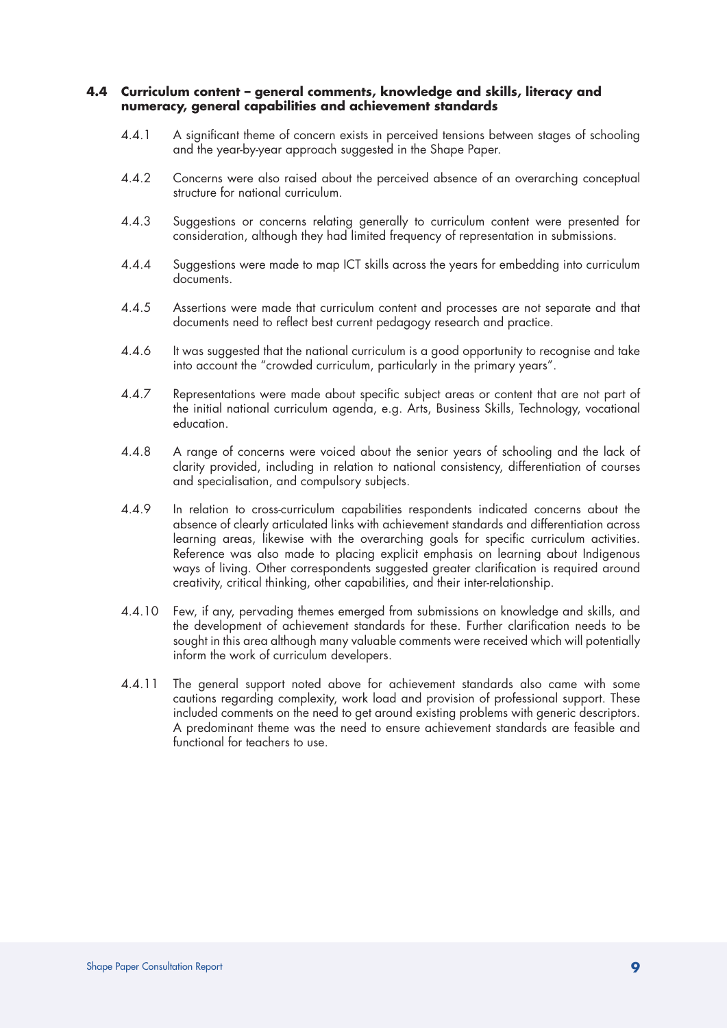### 4.4 Curriculum content – general comments, knowledge and skills, literacy and numeracy, general capabilities and achievement standards

4.4.1 A significant theme of concern exists in perceived tensions between stages of schooling and the year-by-year approach suggested in the Shape Paper.

4.4.2 Concerns were also raised about the perceived absence of an overarching conceptual structure for national curriculum.

4.4.3 Suggestions or concerns relating generally to curriculum content were presented for consideration, although they had limited frequency of representation in submissions.

4.4.4 Suggestions were made to map ICT skills across the years for embedding into curriculum documents.

4.4.5 Assertions were made that curriculum content and processes are not separate and that documents need to reflect best current pedagogy research and practice.

4.4.6 It was suggested that the national curriculum is a good opportunity to recognise and take into account the "crowded curriculum, particularly in the primary years".

4.4.7 Representations were made about specific subject areas or content that are not part of the initial national curriculum agenda, e.g. Arts, Business Skills, Technology, vocational education.

4.4.8 A range of concerns were voiced about the senior years of schooling and the lack of clarity provided, including in relation to national consistency, differentiation of courses and specialisation, and compulsory subjects.

4.4.9 In relation to cross-curriculum capabilities respondents indicated concerns about the absence of clearly articulated links with achievement standards and differentiation across learning areas, likewise with the overarching goals for specific curriculum activities. Reference was also made to placing explicit emphasis on learning about Indigenous ways of living. Other correspondents suggested greater clarification is required around creativity, critical thinking, other capabilities, and their inter-relationship.

4.4.10 Few, if any, pervading themes emerged from submissions on knowledge and skills, and the development of achievement standards for these. Further clarification needs to be sought in this area although many valuable comments were received which will potentially inform the work of curriculum developers.

4.4.11 The general support noted above for achievement standards also came with some cautions regarding complexity, work load and provision of professional support. These included comments on the need to get around existing problems with generic descriptors. A predominant theme was the need to ensure achievement standards are feasible and functional for teachers to use.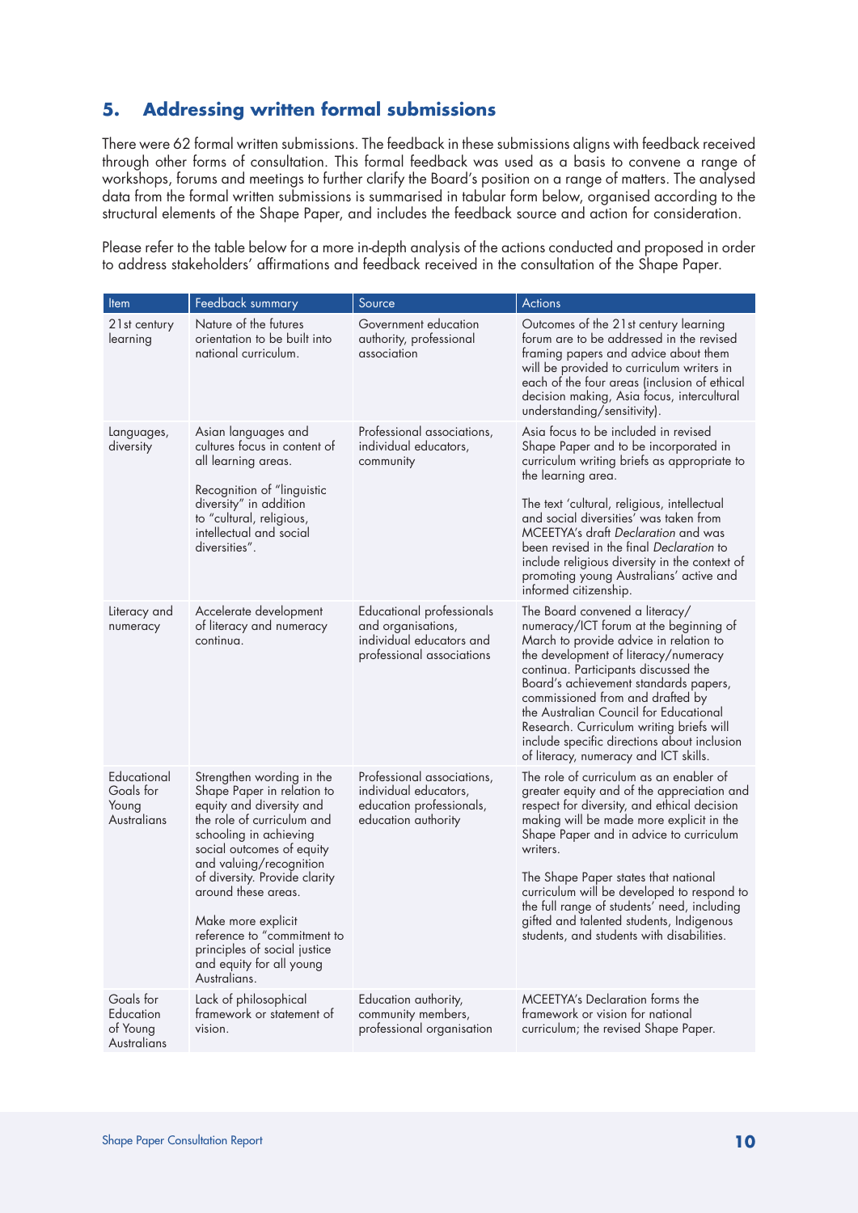## 5. Addressing written formal submissions

There were 62 formal written submissions. The feedback in these submissions aligns with feedback received through other forms of consultation. This formal feedback was used as a basis to convene a range of workshops, forums and meetings to further clarify the Board's position on a range of matters. The analysed data from the formal written submissions is summarised in tabular form below, organised according to the structural elements of the Shape Paper, and includes the feedback source and action for consideration.

Please refer to the table below for a more in-depth analysis of the actions conducted and proposed in order to address stakeholders' affirmations and feedback received in the consultation of the Shape Paper.

| Item | Feedback summary | Source | Actions |
|---|---|---|---|
| 21st century learning | Nature of the futures orientation to be built into national curriculum. | Government education authority, professional association | Outcomes of the 21st century learning forum are to be addressed in the revised framing papers and advice about them will be provided to curriculum writers in each of the four areas (inclusion of ethical decision making, Asia focus, intercultural understanding/sensitivity). |
| Languages, diversity | Asian languages and cultures focus in content of all learning areas.<br><br>Recognition of "linguistic diversity" in addition to "cultural, religious, intellectual and social diversities". | Professional associations, individual educators, community | Asia focus to be included in revised Shape Paper and to be incorporated in curriculum writing briefs as appropriate to the learning area.<br><br>The text 'cultural, religious, intellectual and social diversities' was taken from MCEETYA's draft *Declaration* and was been revised in the final *Declaration* to include religious diversity in the context of promoting young Australians' active and informed citizenship. |
| Literacy and numeracy | Accelerate development of literacy and numeracy continua. | Educational professionals and organisations, individual educators and professional associations | The Board convened a literacy/numeracy/ICT forum at the beginning of March to provide advice in relation to the development of literacy/numeracy continua. Participants discussed the Board's achievement standards papers, commissioned from and drafted by the Australian Council for Educational Research. Curriculum writing briefs will include specific directions about inclusion of literacy, numeracy and ICT skills. |
| Educational Goals for Young Australians | Strengthen wording in the Shape Paper in relation to equity and diversity and the role of curriculum and schooling in achieving social outcomes of equity and valuing/recognition of diversity. Provide clarity around these areas.<br><br>Make more explicit reference to "commitment to principles of social justice and equity for all young Australians. | Professional associations, individual educators, education professionals, education authority | The role of curriculum as an enabler of greater equity and of the appreciation and respect for diversity, and ethical decision making will be made more explicit in the Shape Paper and in advice to curriculum writers.<br><br>The Shape Paper states that national curriculum will be developed to respond to the full range of students' need, including gifted and talented students, Indigenous students, and students with disabilities. |
| Goals for Education of Young Australians | Lack of philosophical framework or statement of vision. | Education authority, community members, professional organisation | MCEETYA's Declaration forms the framework or vision for national curriculum; the revised Shape Paper. |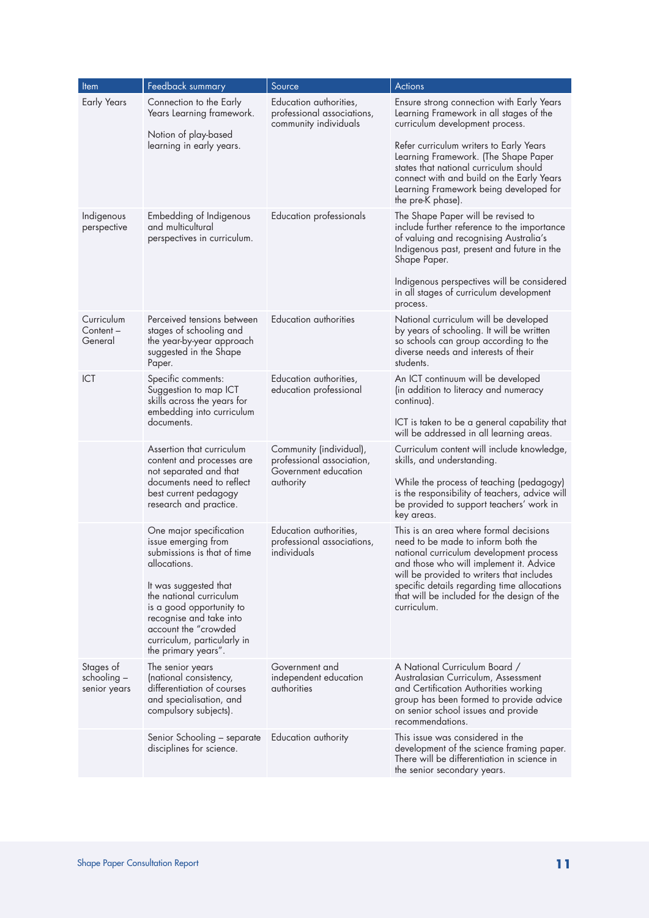| Item | Feedback summary | Source | Actions |
|---|---|---|---|
| Early Years | Connection to the Early Years Learning framework.<br><br>Notion of play-based learning in early years. | Education authorities, professional associations, community individuals | Ensure strong connection with Early Years Learning Framework in all stages of the curriculum development process.<br><br>Refer curriculum writers to Early Years Learning Framework. (The Shape Paper states that national curriculum should connect with and build on the Early Years Learning Framework being developed for the pre-K phase). |
| Indigenous perspective | Embedding of Indigenous and multicultural perspectives in curriculum. | Education professionals | The Shape Paper will be revised to include further reference to the importance of valuing and recognising Australia's Indigenous past, present and future in the Shape Paper.<br><br>Indigenous perspectives will be considered in all stages of curriculum development process. |
| Curriculum Content – General | Perceived tensions between stages of schooling and the year-by-year approach suggested in the Shape Paper. | Education authorities | National curriculum will be developed by years of schooling. It will be written so schools can group according to the diverse needs and interests of their students. |
| ICT | Specific comments: Suggestion to map ICT skills across the years for embedding into curriculum documents. | Education authorities, education professional | An ICT continuum will be developed (in addition to literacy and numeracy continua).<br><br>ICT is taken to be a general capability that will be addressed in all learning areas. |
| | Assertion that curriculum content and processes are not separated and that documents need to reflect best current pedagogy research and practice. | Community (individual), professional association, Government education authority | Curriculum content will include knowledge, skills, and understanding.<br><br>While the process of teaching (pedagogy) is the responsibility of teachers, advice will be provided to support teachers' work in key areas. |
| | One major specification issue emerging from submissions is that of time allocations.<br><br>It was suggested that the national curriculum is a good opportunity to recognise and take into account the "crowded curriculum, particularly in the primary years". | Education authorities, professional associations, individuals | This is an area where formal decisions need to be made to inform both the national curriculum development process and those who will implement it. Advice will be provided to writers that includes specific details regarding time allocations that will be included for the design of the curriculum. |
| Stages of schooling – senior years | The senior years (national consistency, differentiation of courses and specialisation, and compulsory subjects). | Government and independent education authorities | A National Curriculum Board / Australasian Curriculum, Assessment and Certification Authorities working group has been formed to provide advice on senior school issues and provide recommendations. |
| | Senior Schooling – separate disciplines for science. | Education authority | This issue was considered in the development of the science framing paper. There will be differentiation in science in the senior secondary years. |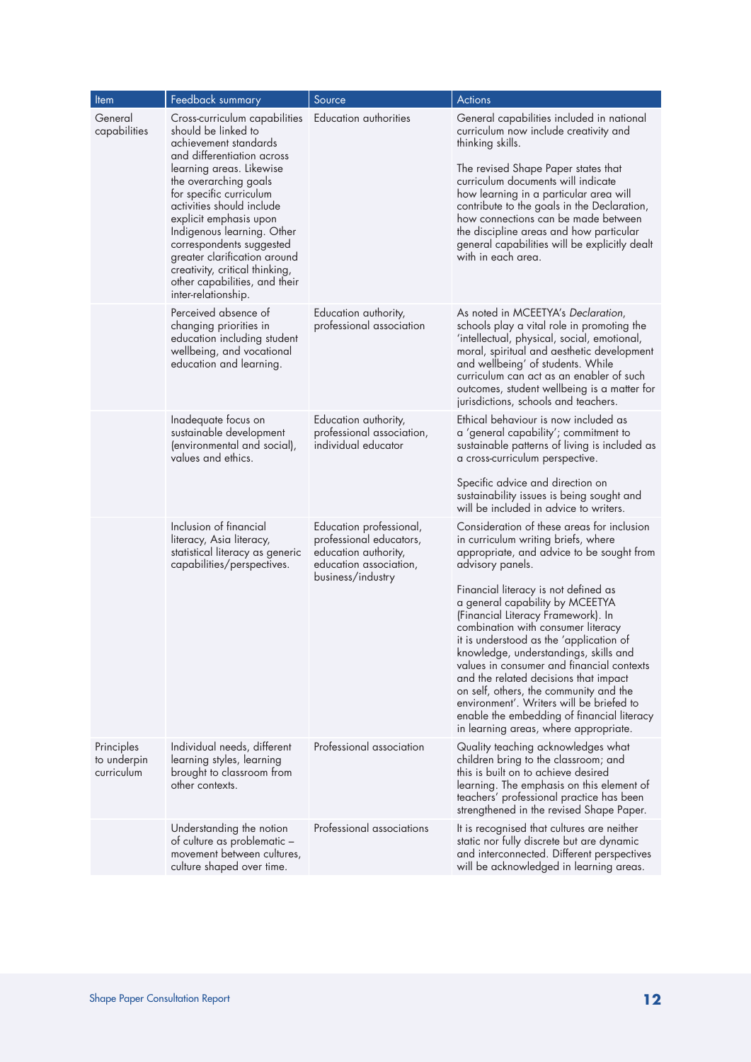| Item | Feedback summary | Source | Actions |
|---|---|---|---|
| General capabilities | Cross-curriculum capabilities should be linked to achievement standards and differentiation across learning areas. Likewise the overarching goals for specific curriculum activities should include explicit emphasis upon Indigenous learning. Other correspondents suggested greater clarification around creativity, critical thinking, other capabilities, and their inter-relationship. | Education authorities | General capabilities included in national curriculum now include creativity and thinking skills.<br><br>The revised Shape Paper states that curriculum documents will indicate how learning in a particular area will contribute to the goals in the Declaration, how connections can be made between the discipline areas and how particular general capabilities will be explicitly dealt with in each area. |
| | Perceived absence of changing priorities in education including student wellbeing, and vocational education and learning. | Education authority, professional association | As noted in MCEETYA's *Declaration*, schools play a vital role in promoting the 'intellectual, physical, social, emotional, moral, spiritual and aesthetic development and wellbeing' of students. While curriculum can act as an enabler of such outcomes, student wellbeing is a matter for jurisdictions, schools and teachers. |
| | Inadequate focus on sustainable development (environmental and social), values and ethics. | Education authority, professional association, individual educator | Ethical behaviour is now included as a 'general capability'; commitment to sustainable patterns of living is included as a cross-curriculum perspective.<br><br>Specific advice and direction on sustainability issues is being sought and will be included in advice to writers. |
| | Inclusion of financial literacy, Asia literacy, statistical literacy as generic capabilities/perspectives. | Education professional, professional educators, education authority, education association, business/industry | Consideration of these areas for inclusion in curriculum writing briefs, where appropriate, and advice to be sought from advisory panels.<br><br>Financial literacy is not defined as a general capability by MCEETYA (Financial Literacy Framework). In combination with consumer literacy it is understood as the 'application of knowledge, understandings, skills and values in consumer and financial contexts and the related decisions that impact on self, others, the community and the environment'. Writers will be briefed to enable the embedding of financial literacy in learning areas, where appropriate. |
| Principles to underpin curriculum | Individual needs, different learning styles, learning brought to classroom from other contexts. | Professional association | Quality teaching acknowledges what children bring to the classroom; and this is built on to achieve desired learning. The emphasis on this element of teachers' professional practice has been strengthened in the revised Shape Paper. |
| | Understanding the notion of culture as problematic – movement between cultures, culture shaped over time. | Professional associations | It is recognised that cultures are neither static nor fully discrete but are dynamic and interconnected. Different perspectives will be acknowledged in learning areas. |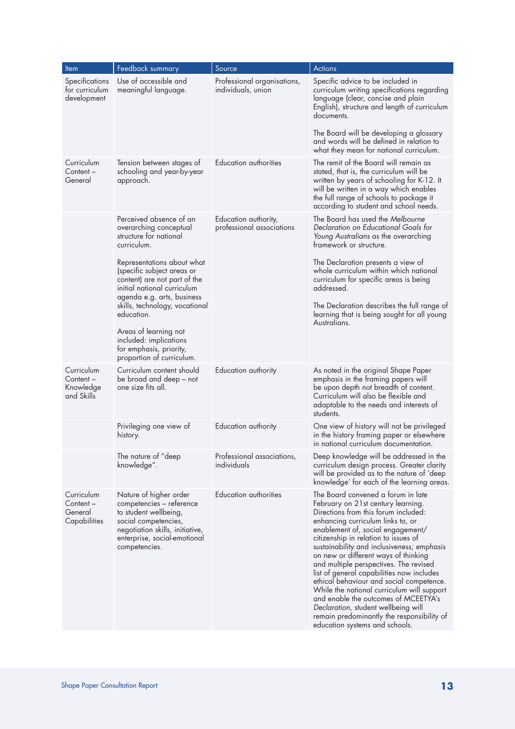| Item | Feedback summary | Source | Actions |
|---|---|---|---|
| Specifications for curriculum development | Use of accessible and meaningful language. | Professional organisations, individuals, union | Specific advice to be included in curriculum writing specifications regarding language (clear, concise and plain English), structure and length of curriculum documents.<br><br>The Board will be developing a glossary and words will be defined in relation to what they mean for national curriculum. |
| Curriculum Content – General | Tension between stages of schooling and year-by-year approach. | Education authorities | The remit of the Board will remain as stated, that is, the curriculum will be written by years of schooling for K-12. It will be written in a way which enables the full range of schools to package it according to student and school needs. |
| | Perceived absence of an overarching conceptual structure for national curriculum.<br><br>Representations about what (specific subject areas or content) are not part of the initial national curriculum agenda e.g. arts, business skills, technology, vocational education.<br><br>Areas of learning not included: implications for emphasis, priority, proportion of curriculum. | Education authority, professional associations | The Board has used the *Melbourne Declaration on Educational Goals for Young Australians* as the overarching framework or structure.<br><br>The Declaration presents a view of whole curriculum within which national curriculum for specific areas is being addressed.<br><br>The Declaration describes the full range of learning that is being sought for all young Australians. |
| Curriculum Content – Knowledge and Skills | Curriculum content should be broad and deep – not one size fits all. | Education authority | As noted in the original Shape Paper emphasis in the framing papers will be upon depth not breadth of content. Curriculum will also be flexible and adaptable to the needs and interests of students. |
| | Privileging one view of history. | Education authority | One view of history will not be privileged in the history framing paper or elsewhere in national curriculum documentation. |
| | The nature of "deep knowledge". | Professional associations, individuals | Deep knowledge will be addressed in the curriculum design process. Greater clarity will be provided as to the nature of 'deep knowledge' for each of the learning areas. |
| Curriculum Content – General Capabilities | Nature of higher order competencies – reference to student wellbeing, social competencies, negotiation skills, initiative, enterprise, social-emotional competencies. | Education authorities | The Board convened a forum in late February on 21st century learning. Directions from this forum included: enhancing curriculum links to, or enablement of, social engagement/citizenship in relation to issues of sustainability and inclusiveness; emphasis on new or different ways of thinking and multiple perspectives. The revised list of general capabilities now includes ethical behaviour and social competence. While the national curriculum will support and enable the outcomes of MCEETYA's *Declaration*, student wellbeing will remain predominantly the responsibility of education systems and schools. |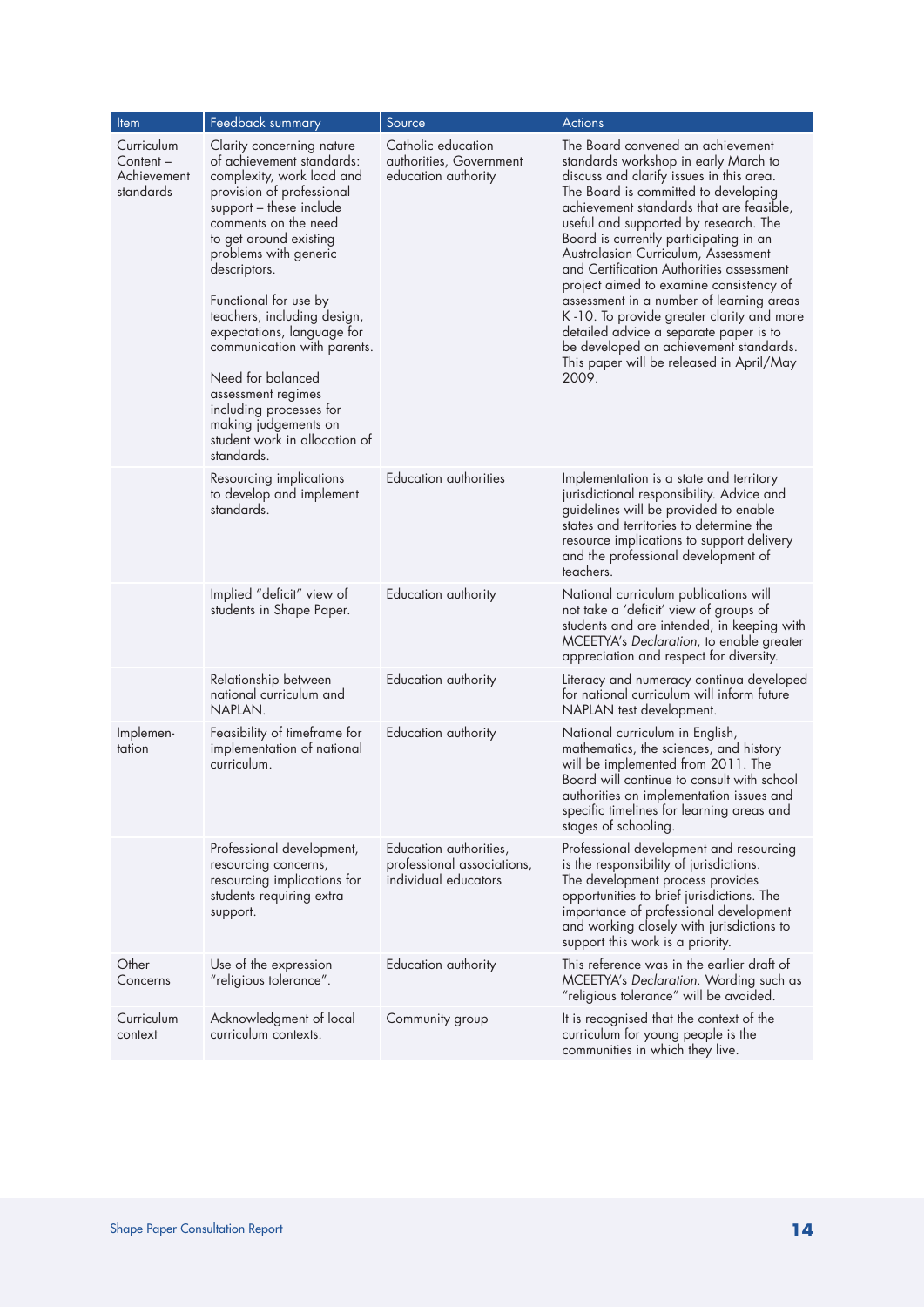| Item | Feedback summary | Source | Actions |
|---|---|---|---|
| Curriculum Content – Achievement standards | Clarity concerning nature of achievement standards: complexity, work load and provision of professional support – these include comments on the need to get around existing problems with generic descriptors.<br><br>Functional for use by teachers, including design, expectations, language for communication with parents.<br><br>Need for balanced assessment regimes including processes for making judgements on student work in allocation of standards. | Catholic education authorities, Government education authority | The Board convened an achievement standards workshop in early March to discuss and clarify issues in this area. The Board is committed to developing achievement standards that are feasible, useful and supported by research. The Board is currently participating in an Australasian Curriculum, Assessment and Certification Authorities assessment project aimed to examine consistency of assessment in a number of learning areas K -10. To provide greater clarity and more detailed advice a separate paper is to be developed on achievement standards. This paper will be released in April/May 2009. |
| | Resourcing implications to develop and implement standards. | Education authorities | Implementation is a state and territory jurisdictional responsibility. Advice and guidelines will be provided to enable states and territories to determine the resource implications to support delivery and the professional development of teachers. |
| | Implied "deficit" view of students in Shape Paper. | Education authority | National curriculum publications will not take a 'deficit' view of groups of students and are intended, in keeping with MCEETYA's *Declaration*, to enable greater appreciation and respect for diversity. |
| | Relationship between national curriculum and NAPLAN. | Education authority | Literacy and numeracy continua developed for national curriculum will inform future NAPLAN test development. |
| Implementation | Feasibility of timeframe for implementation of national curriculum. | Education authority | National curriculum in English, mathematics, the sciences, and history will be implemented from 2011. The Board will continue to consult with school authorities on implementation issues and specific timelines for learning areas and stages of schooling. |
| | Professional development, resourcing concerns, resourcing implications for students requiring extra support. | Education authorities, professional associations, individual educators | Professional development and resourcing is the responsibility of jurisdictions. The development process provides opportunities to brief jurisdictions. The importance of professional development and working closely with jurisdictions to support this work is a priority. |
| Other Concerns | Use of the expression "religious tolerance". | Education authority | This reference was in the earlier draft of MCEETYA's *Declaration*. Wording such as "religious tolerance" will be avoided. |
| Curriculum context | Acknowledgment of local curriculum contexts. | Community group | It is recognised that the context of the curriculum for young people is the communities in which they live. |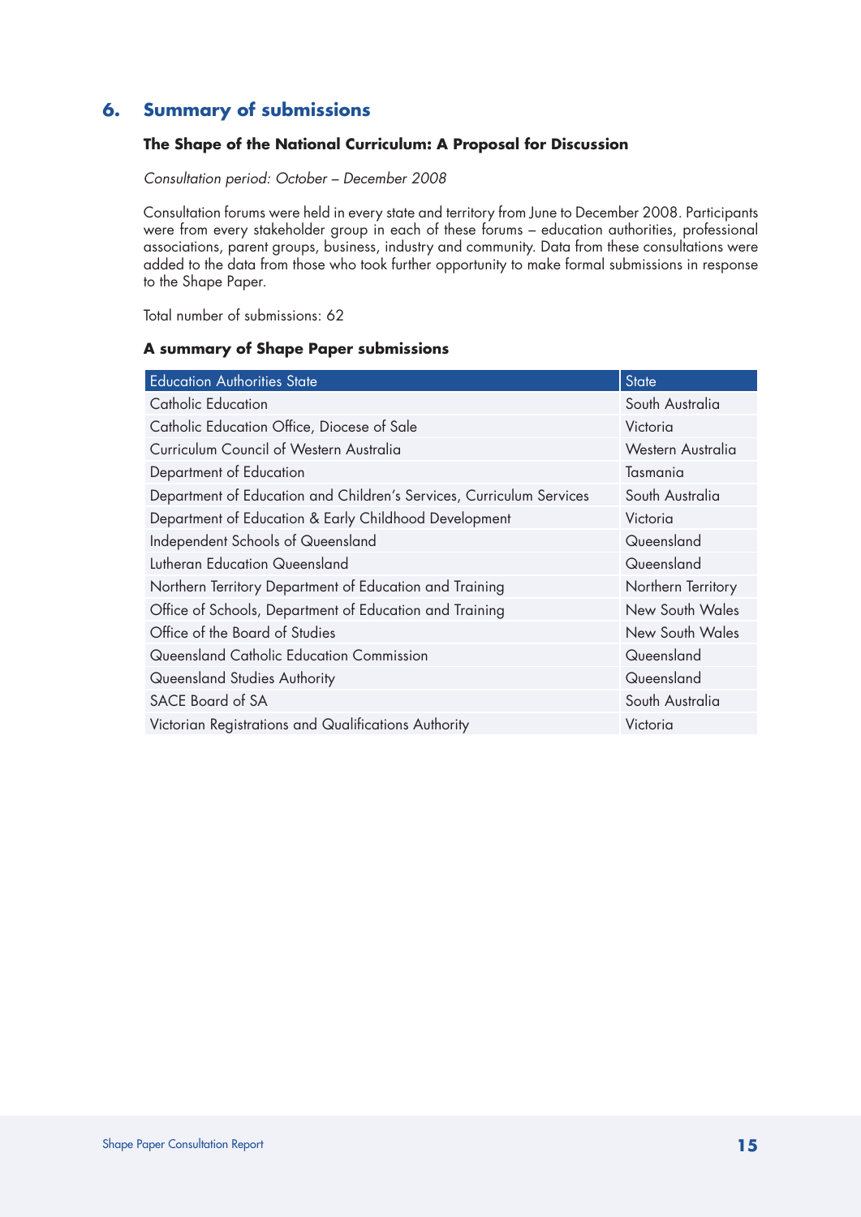## 6. Summary of submissions

### The Shape of the National Curriculum: A Proposal for Discussion

*Consultation period: October – December 2008*

Consultation forums were held in every state and territory from June to December 2008. Participants were from every stakeholder group in each of these forums – education authorities, professional associations, parent groups, business, industry and community. Data from these consultations were added to the data from those who took further opportunity to make formal submissions in response to the Shape Paper.

Total number of submissions: 62

### A summary of Shape Paper submissions

| Education Authorities State | State |
|---|---|
| Catholic Education | South Australia |
| Catholic Education Office, Diocese of Sale | Victoria |
| Curriculum Council of Western Australia | Western Australia |
| Department of Education | Tasmania |
| Department of Education and Children's Services, Curriculum Services | South Australia |
| Department of Education & Early Childhood Development | Victoria |
| Independent Schools of Queensland | Queensland |
| Lutheran Education Queensland | Queensland |
| Northern Territory Department of Education and Training | Northern Territory |
| Office of Schools, Department of Education and Training | New South Wales |
| Office of the Board of Studies | New South Wales |
| Queensland Catholic Education Commission | Queensland |
| Queensland Studies Authority | Queensland |
| SACE Board of SA | South Australia |
| Victorian Registrations and Qualifications Authority | Victoria |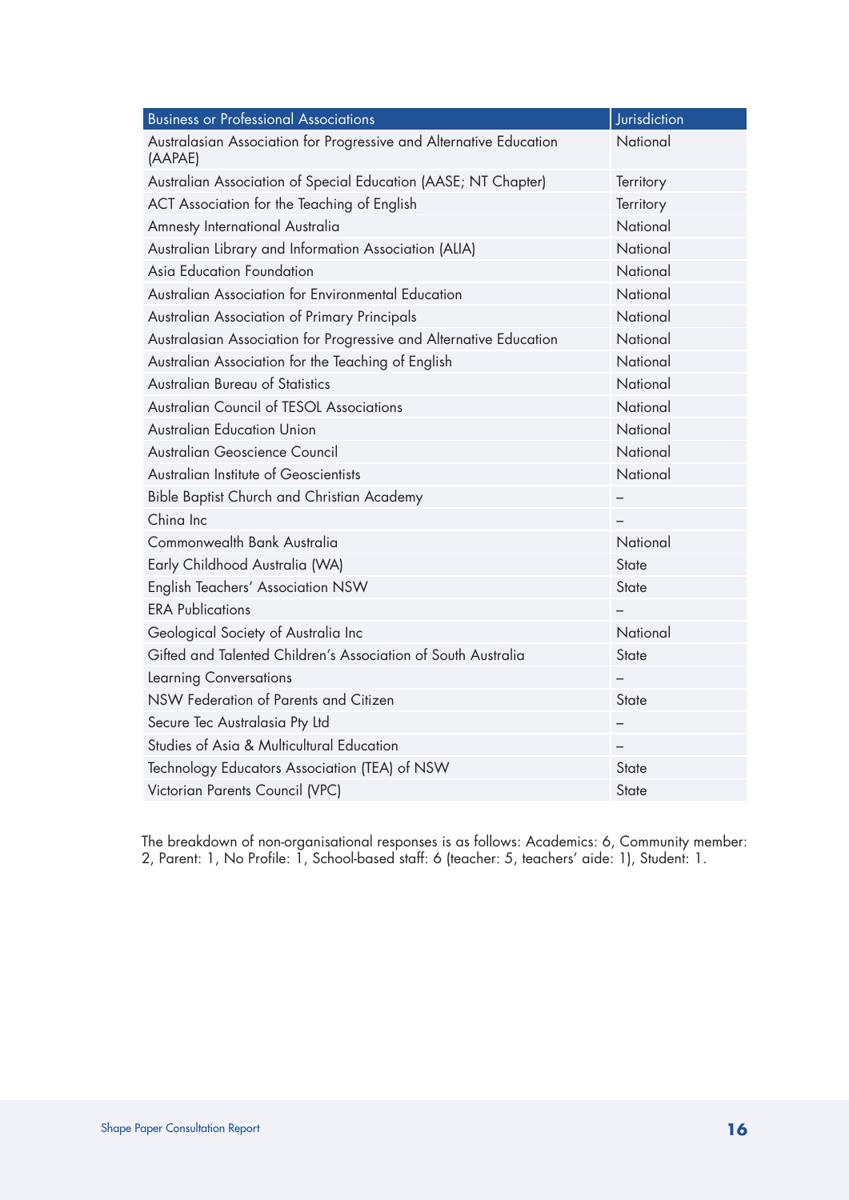| Business or Professional Associations | Jurisdiction |
|---|---|
| Australasian Association for Progressive and Alternative Education (AAPAE) | National |
| Australian Association of Special Education (AASE; NT Chapter) | Territory |
| ACT Association for the Teaching of English | Territory |
| Amnesty International Australia | National |
| Australian Library and Information Association (ALIA) | National |
| Asia Education Foundation | National |
| Australian Association for Environmental Education | National |
| Australian Association of Primary Principals | National |
| Australasian Association for Progressive and Alternative Education | National |
| Australian Association for the Teaching of English | National |
| Australian Bureau of Statistics | National |
| Australian Council of TESOL Associations | National |
| Australian Education Union | National |
| Australian Geoscience Council | National |
| Australian Institute of Geoscientists | National |
| Bible Baptist Church and Christian Academy | – |
| China Inc | – |
| Commonwealth Bank Australia | National |
| Early Childhood Australia (WA) | State |
| English Teachers' Association NSW | State |
| ERA Publications | – |
| Geological Society of Australia Inc | National |
| Gifted and Talented Children's Association of South Australia | State |
| Learning Conversations | – |
| NSW Federation of Parents and Citizen | State |
| Secure Tec Australasia Pty Ltd | – |
| Studies of Asia & Multicultural Education | – |
| Technology Educators Association (TEA) of NSW | State |
| Victorian Parents Council (VPC) | State |

The breakdown of non-organisational responses is as follows: Academics: 6, Community member: 2, Parent: 1, No Profile: 1, School-based staff: 6 (teacher: 5, teachers' aide: 1), Student: 1.